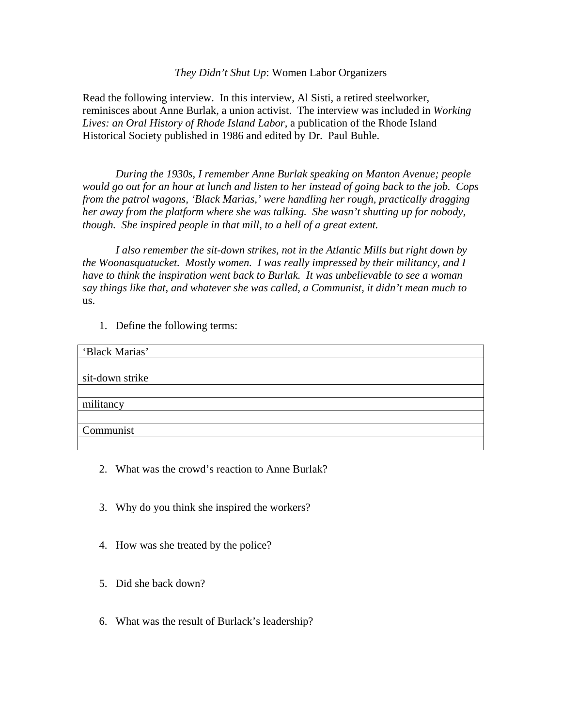*They Didn't Shut Up*: Women Labor Organizers

Read the following interview. In this interview, Al Sisti, a retired steelworker, reminisces about Anne Burlak, a union activist. The interview was included in *Working Lives: an Oral History of Rhode Island Labor*, a publication of the Rhode Island Historical Society published in 1986 and edited by Dr. Paul Buhle.

*During the 1930s, I remember Anne Burlak speaking on Manton Avenue; people would go out for an hour at lunch and listen to her instead of going back to the job. Cops from the patrol wagons, 'Black Marias,' were handling her rough, practically dragging her away from the platform where she was talking. She wasn't shutting up for nobody, though. She inspired people in that mill, to a hell of a great extent.*

*I also remember the sit-down strikes, not in the Atlantic Mills but right down by the Woonasquatucket. Mostly women. I was really impressed by their militancy, and I have to think the inspiration went back to Burlak. It was unbelievable to see a woman say things like that, and whatever she was called, a Communist, it didn't mean much to us.*

1. Define the following terms:

| 'Black Marias' |
|---|
| |
| sit-down strike |
| |
| militancy |
| |
| Communist |
| |

2. What was the crowd's reaction to Anne Burlak?

3. Why do you think she inspired the workers?

4. How was she treated by the police?

5. Did she back down?

6. What was the result of Burlack's leadership?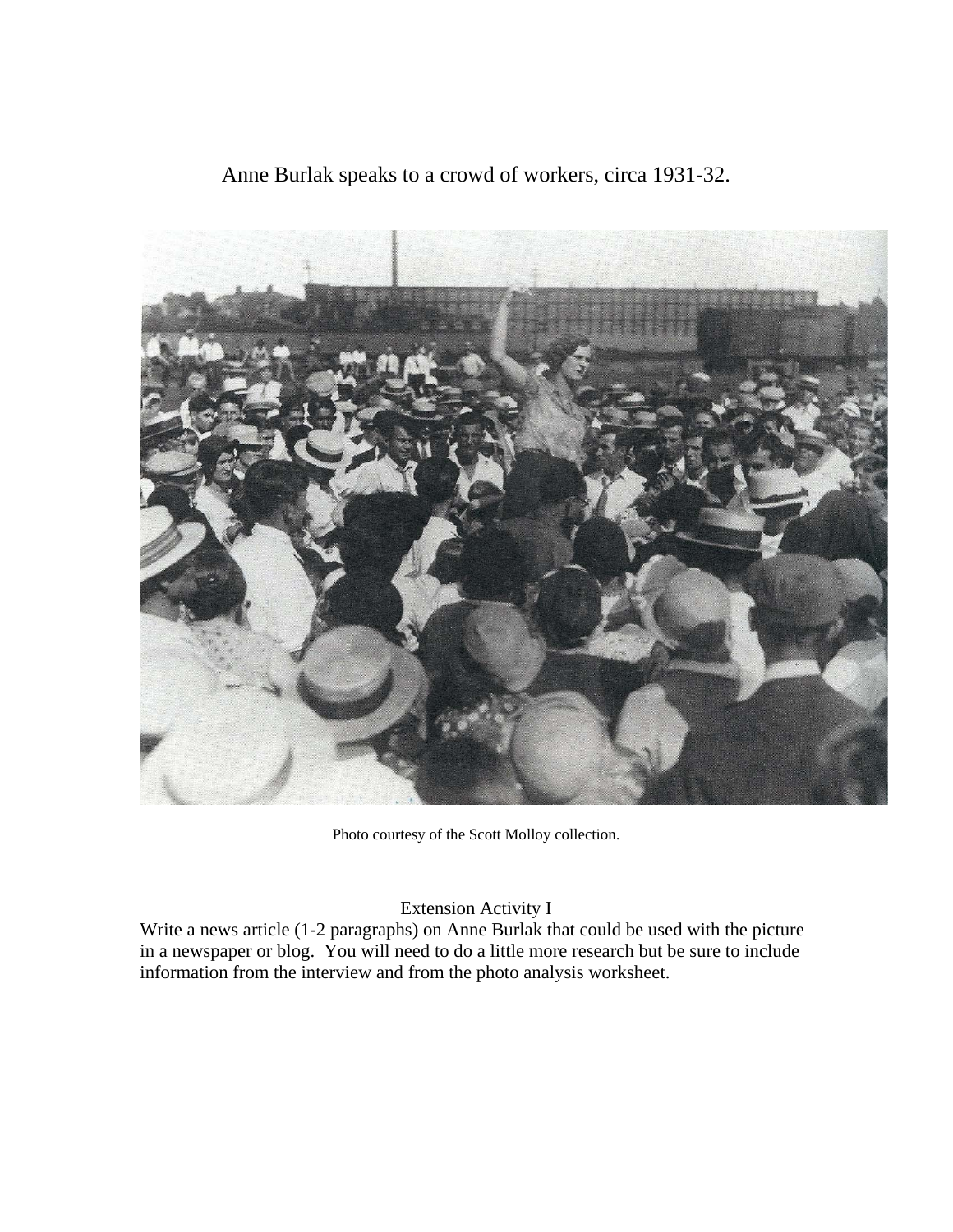Anne Burlak speaks to a crowd of workers, circa 1931-32.

Photo courtesy of the Scott Molloy collection.

Extension Activity I

Write a news article (1-2 paragraphs) on Anne Burlak that could be used with the picture in a newspaper or blog. You will need to do a little more research but be sure to include information from the interview and from the photo analysis worksheet.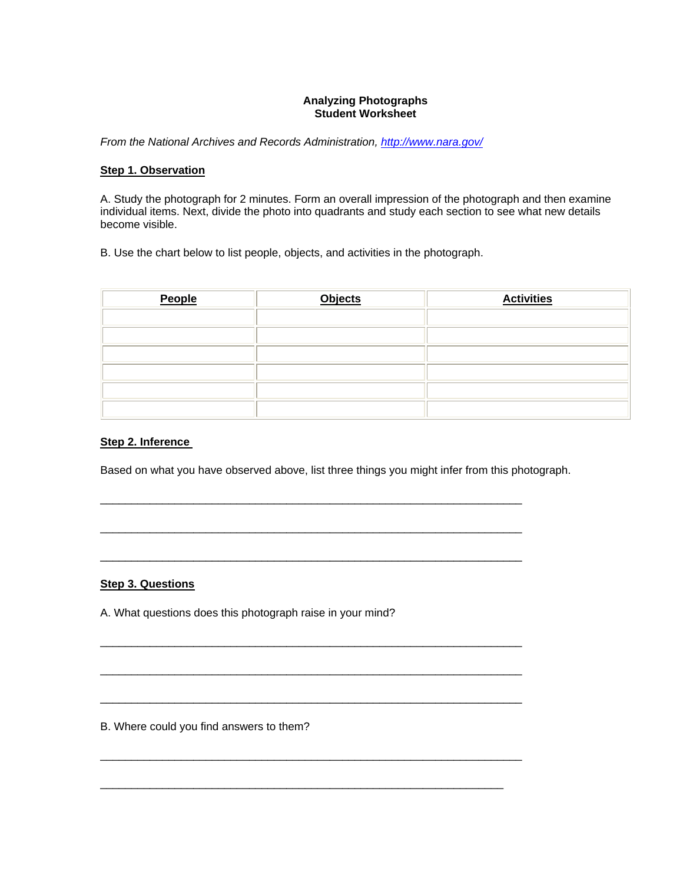**Analyzing Photographs**
**Student Worksheet**

*From the National Archives and Records Administration, [http://www.nara.gov/](http://www.nara.gov/)*

## Step 1. Observation

A. Study the photograph for 2 minutes. Form an overall impression of the photograph and then examine individual items. Next, divide the photo into quadrants and study each section to see what new details become visible.

B. Use the chart below to list people, objects, and activities in the photograph.

| People | Objects | Activities |
|---|---|---|
| | | |
| | | |
| | | |
| | | |
| | | |
| | | |

## Step 2. Inference

Based on what you have observed above, list three things you might infer from this photograph.

____________________________________________________________________

____________________________________________________________________

____________________________________________________________________

## Step 3. Questions

A. What questions does this photograph raise in your mind?

____________________________________________________________________

____________________________________________________________________

____________________________________________________________________

B. Where could you find answers to them?

____________________________________________________________________

_________________________________________________________________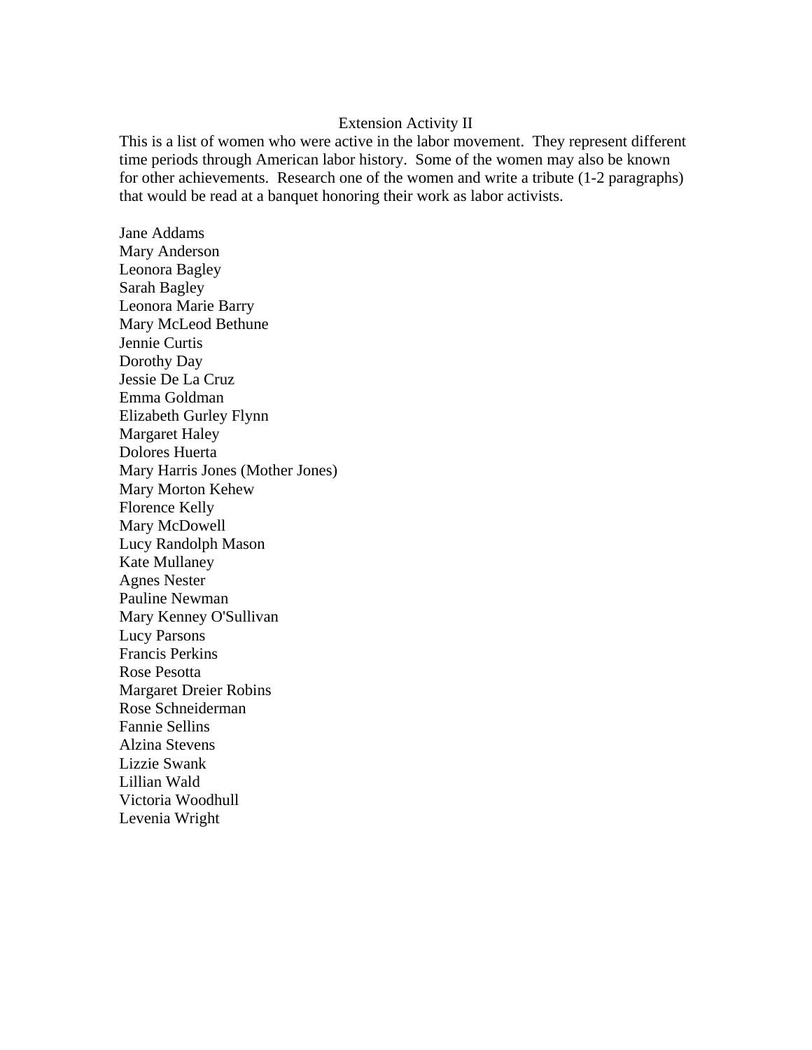# Extension Activity II

This is a list of women who were active in the labor movement. They represent different time periods through American labor history. Some of the women may also be known for other achievements. Research one of the women and write a tribute (1-2 paragraphs) that would be read at a banquet honoring their work as labor activists.

Jane Addams
Mary Anderson
Leonora Bagley
Sarah Bagley
Leonora Marie Barry
Mary McLeod Bethune
Jennie Curtis
Dorothy Day
Jessie De La Cruz
Emma Goldman
Elizabeth Gurley Flynn
Margaret Haley
Dolores Huerta
Mary Harris Jones (Mother Jones)
Mary Morton Kehew
Florence Kelly
Mary McDowell
Lucy Randolph Mason
Kate Mullaney
Agnes Nester
Pauline Newman
Mary Kenney O'Sullivan
Lucy Parsons
Francis Perkins
Rose Pesotta
Margaret Dreier Robins
Rose Schneiderman
Fannie Sellins
Alzina Stevens
Lizzie Swank
Lillian Wald
Victoria Woodhull
Levenia Wright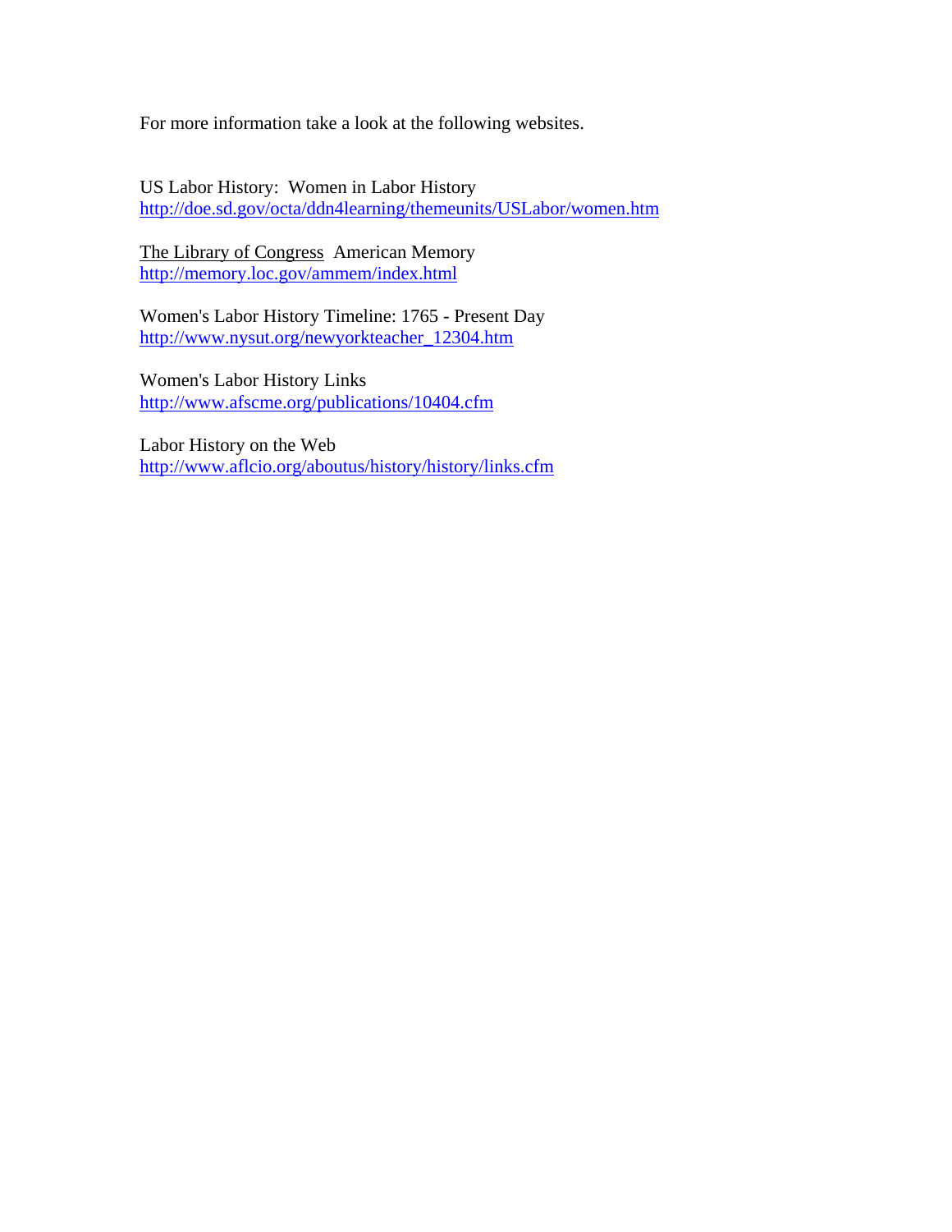For more information take a look at the following websites.

US Labor History: Women in Labor History
http://doe.sd.gov/octa/ddn4learning/themeunits/USLabor/women.htm

The Library of Congress American Memory
http://memory.loc.gov/ammem/index.html

Women's Labor History Timeline: 1765 - Present Day
http://www.nysut.org/newyorkteacher_12304.htm

Women's Labor History Links
http://www.afscme.org/publications/10404.cfm

Labor History on the Web
http://www.aflcio.org/aboutus/history/history/links.cfm